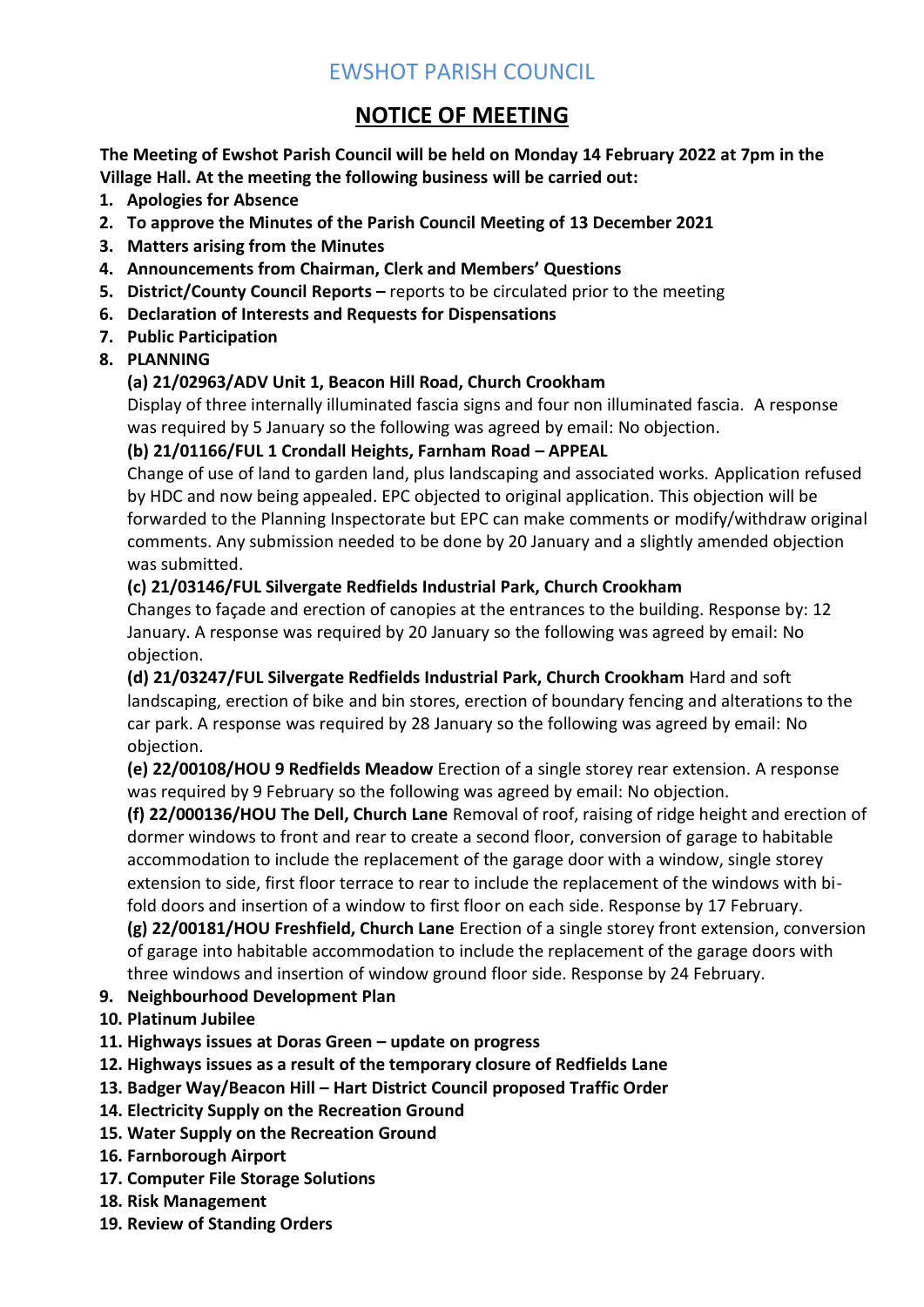# EWSHOT PARISH COUNCIL

## NOTICE OF MEETING

**The Meeting of Ewshot Parish Council will be held on Monday 14 February 2022 at 7pm in the Village Hall. At the meeting the following business will be carried out:**

1. **Apologies for Absence**
2. **To approve the Minutes of the Parish Council Meeting of 13 December 2021**
3. **Matters arising from the Minutes**
4. **Announcements from Chairman, Clerk and Members' Questions**
5. **District/County Council Reports –** reports to be circulated prior to the meeting
6. **Declaration of Interests and Requests for Dispensations**
7. **Public Participation**
8. **PLANNING**

   **(a) 21/02963/ADV Unit 1, Beacon Hill Road, Church Crookham**
   Display of three internally illuminated fascia signs and four non illuminated fascia. A response was required by 5 January so the following was agreed by email: No objection.

   **(b) 21/01166/FUL 1 Crondall Heights, Farnham Road – APPEAL**
   Change of use of land to garden land, plus landscaping and associated works. Application refused by HDC and now being appealed. EPC objected to original application. This objection will be forwarded to the Planning Inspectorate but EPC can make comments or modify/withdraw original comments. Any submission needed to be done by 20 January and a slightly amended objection was submitted.

   **(c) 21/03146/FUL Silvergate Redfields Industrial Park, Church Crookham**
   Changes to façade and erection of canopies at the entrances to the building. Response by: 12 January. A response was required by 20 January so the following was agreed by email: No objection.

   **(d) 21/03247/FUL Silvergate Redfields Industrial Park, Church Crookham** Hard and soft landscaping, erection of bike and bin stores, erection of boundary fencing and alterations to the car park. A response was required by 28 January so the following was agreed by email: No objection.

   **(e) 22/00108/HOU 9 Redfields Meadow** Erection of a single storey rear extension. A response was required by 9 February so the following was agreed by email: No objection.

   **(f) 22/000136/HOU The Dell, Church Lane** Removal of roof, raising of ridge height and erection of dormer windows to front and rear to create a second floor, conversion of garage to habitable accommodation to include the replacement of the garage door with a window, single storey extension to side, first floor terrace to rear to include the replacement of the windows with bi-fold doors and insertion of a window to first floor on each side. Response by 17 February.

   **(g) 22/00181/HOU Freshfield, Church Lane** Erection of a single storey front extension, conversion of garage into habitable accommodation to include the replacement of the garage doors with three windows and insertion of window ground floor side. Response by 24 February.

9. **Neighbourhood Development Plan**
10. **Platinum Jubilee**
11. **Highways issues at Doras Green – update on progress**
12. **Highways issues as a result of the temporary closure of Redfields Lane**
13. **Badger Way/Beacon Hill – Hart District Council proposed Traffic Order**
14. **Electricity Supply on the Recreation Ground**
15. **Water Supply on the Recreation Ground**
16. **Farnborough Airport**
17. **Computer File Storage Solutions**
18. **Risk Management**
19. **Review of Standing Orders**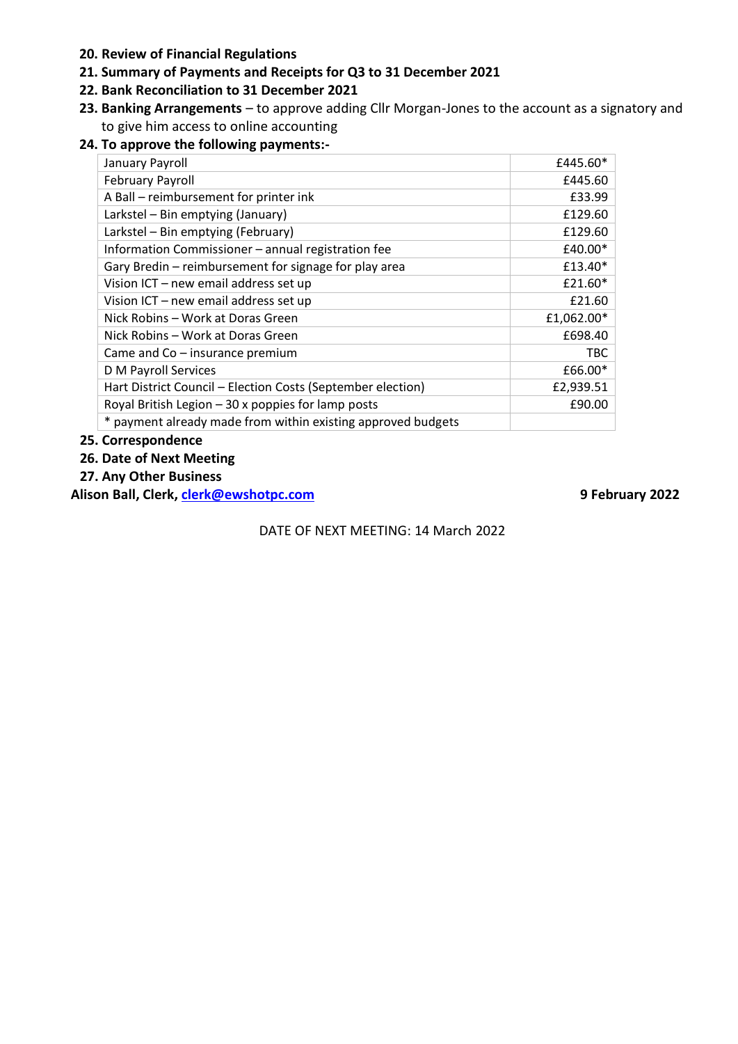**20. Review of Financial Regulations**

**21. Summary of Payments and Receipts for Q3 to 31 December 2021**

**22. Bank Reconciliation to 31 December 2021**

**23. Banking Arrangements** – to approve adding Cllr Morgan-Jones to the account as a signatory and to give him access to online accounting

**24. To approve the following payments:-**

| | |
|---|---|
| January Payroll | £445.60* |
| February Payroll | £445.60 |
| A Ball – reimbursement for printer ink | £33.99 |
| Larkstel – Bin emptying (January) | £129.60 |
| Larkstel – Bin emptying (February) | £129.60 |
| Information Commissioner – annual registration fee | £40.00* |
| Gary Bredin – reimbursement for signage for play area | £13.40* |
| Vision ICT – new email address set up | £21.60* |
| Vision ICT – new email address set up | £21.60 |
| Nick Robins – Work at Doras Green | £1,062.00* |
| Nick Robins – Work at Doras Green | £698.40 |
| Came and Co – insurance premium | TBC |
| D M Payroll Services | £66.00* |
| Hart District Council – Election Costs (September election) | £2,939.51 |
| Royal British Legion – 30 x poppies for lamp posts | £90.00 |
| * payment already made from within existing approved budgets | |

**25. Correspondence**

**26. Date of Next Meeting**

**27. Any Other Business**

**Alison Ball, Clerk, [clerk@ewshotpc.com](mailto:clerk@ewshotpc.com)** **9 February 2022**

DATE OF NEXT MEETING: 14 March 2022